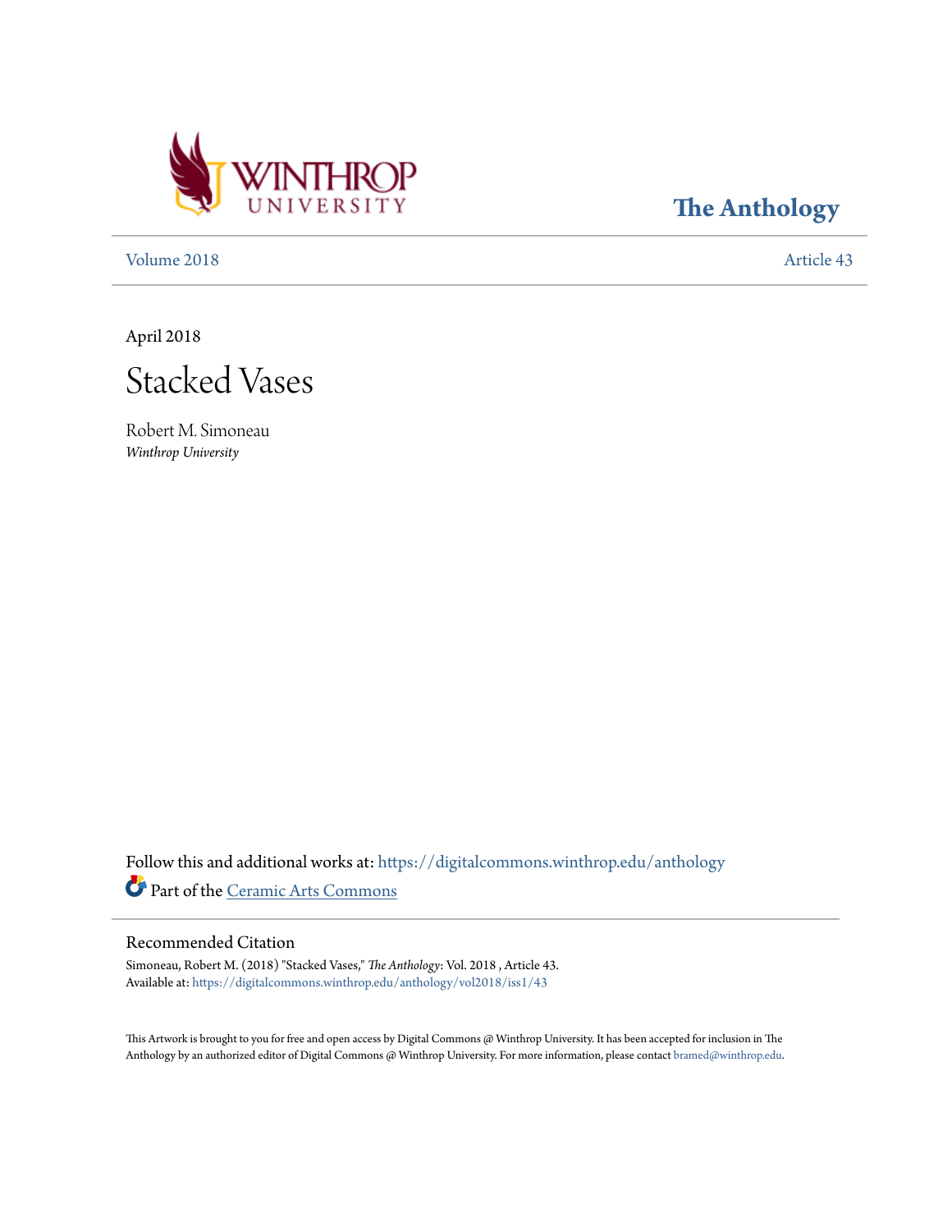Winthrop University

The Anthology

Volume 2018 | Article 43

April 2018

# Stacked Vases

Robert M. Simoneau
*Winthrop University*

Follow this and additional works at: https://digitalcommons.winthrop.edu/anthology

Part of the Ceramic Arts Commons

## Recommended Citation

Simoneau, Robert M. (2018) "Stacked Vases," *The Anthology*: Vol. 2018 , Article 43.
Available at: https://digitalcommons.winthrop.edu/anthology/vol2018/iss1/43

This Artwork is brought to you for free and open access by Digital Commons @ Winthrop University. It has been accepted for inclusion in The Anthology by an authorized editor of Digital Commons @ Winthrop University. For more information, please contact bramed@winthrop.edu.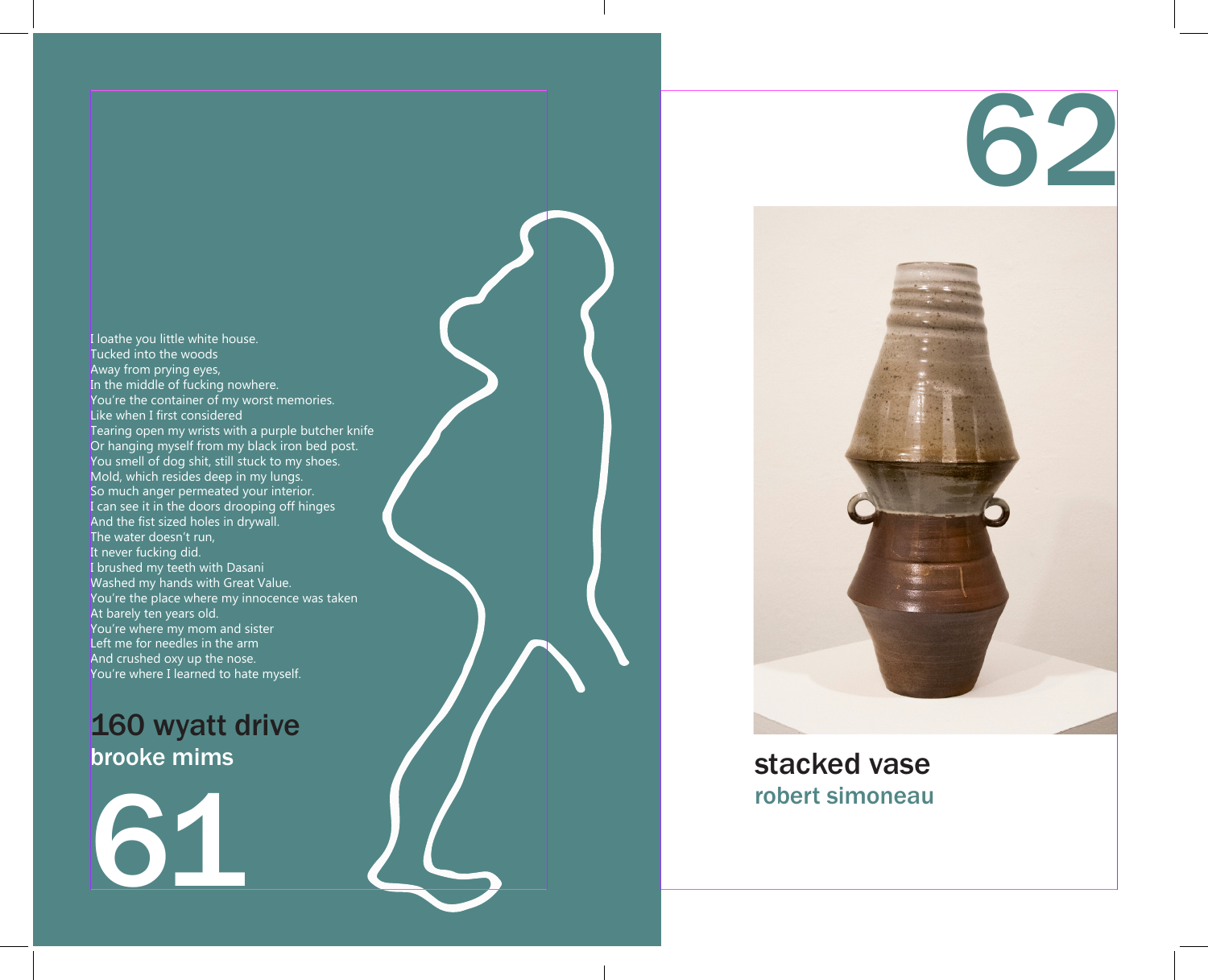I loathe you little white house.
Tucked into the woods
Away from prying eyes,
In the middle of fucking nowhere.
You're the container of my worst memories.
Like when I first considered
Tearing open my wrists with a purple butcher knife
Or hanging myself from my black iron bed post.
You smell of dog shit, still stuck to my shoes.
Mold, which resides deep in my lungs.
So much anger permeated your interior.
I can see it in the doors drooping off hinges
And the fist sized holes in drywall.
The water doesn't run,
It never fucking did.
I brushed my teeth with Dasani
Washed my hands with Great Value.
You're the place where my innocence was taken
At barely ten years old.
You're where my mom and sister
Left me for needles in the arm
And crushed oxy up the nose.
You're where I learned to hate myself.

## 160 wyatt drive
### brooke mims

## stacked vase
### robert simoneau